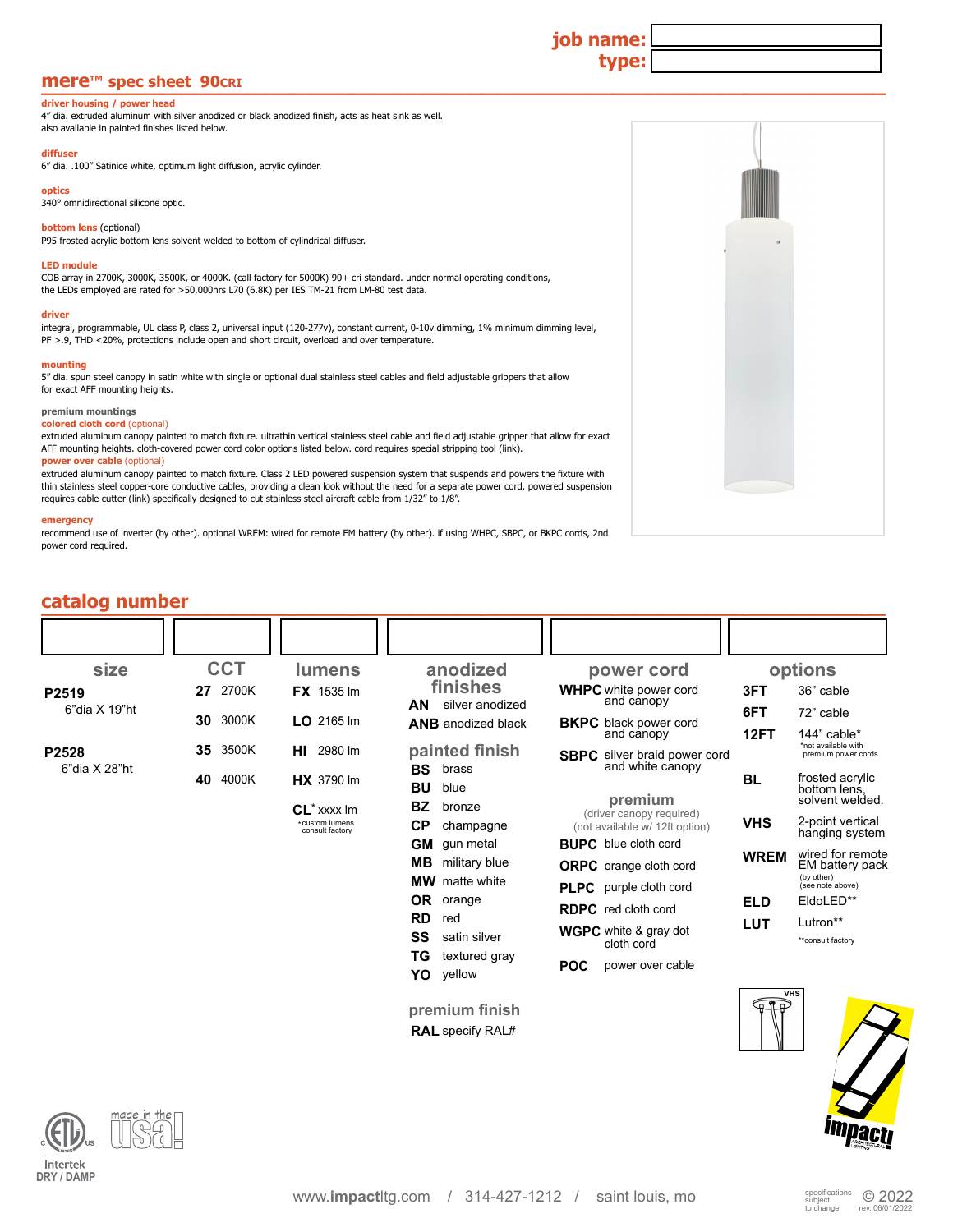**job name:**
**type:**

# mere™ spec sheet 90CRI

**driver housing / power head**
4" dia. extruded aluminum with silver anodized or black anodized finish, acts as heat sink as well.
also available in painted finishes listed below.

**diffuser**
6" dia. .100" Satinice white, optimum light diffusion, acrylic cylinder.

**optics**
340° omnidirectional silicone optic.

**bottom lens** (optional)
P95 frosted acrylic bottom lens solvent welded to bottom of cylindrical diffuser.

**LED module**
COB array in 2700K, 3000K, 3500K, or 4000K. (call factory for 5000K) 90+ cri standard. under normal operating conditions, the LEDs employed are rated for >50,000hrs L70 (6.8K) per IES TM-21 from LM-80 test data.

**driver**
integral, programmable, UL class P, class 2, universal input (120-277v), constant current, 0-10v dimming, 1% minimum dimming level, PF >.9, THD <20%, protections include open and short circuit, overload and over temperature.

**mounting**
5" dia. spun steel canopy in satin white with single or optional dual stainless steel cables and field adjustable grippers that allow for exact AFF mounting heights.

**premium mountings**
**colored cloth cord** (optional)
extruded aluminum canopy painted to match fixture. ultrathin vertical stainless steel cable and field adjustable gripper that allow for exact AFF mounting heights. cloth-covered power cord color options listed below. cord requires special stripping tool (link).
**power over cable** (optional)
extruded aluminum canopy painted to match fixture. Class 2 LED powered suspension system that suspends and powers the fixture with thin stainless steel copper-core conductive cables, providing a clean look without the need for a separate power cord. powered suspension requires cable cutter (link) specifically designed to cut stainless steel aircraft cable from 1/32" to 1/8".

**emergency**
recommend use of inverter (by other). optional WREM: wired for remote EM battery (by other). if using WHPC, SBPC, or BKPC cords, 2nd power cord required.

## catalog number

| size | CCT | lumens | anodized finishes | power cord | options |
|---|---|---|---|---|---|
| | | | | | |

**size**
- **P2519** 6"dia X 19"ht
- **P2528** 6"dia X 28"ht

**CCT**
- **27** 2700K
- **30** 3000K
- **35** 3500K
- **40** 4000K

**lumens**
- **FX** 1535 lm
- **LO** 2165 lm
- **HI** 2980 lm
- **HX** 3790 lm
- **CL*** xxxx lm

*custom lumens consult factory

**anodized finishes**
- **AN** silver anodized
- **ANB** anodized black

**painted finish**
- **BS** brass
- **BU** blue
- **BZ** bronze
- **CP** champagne
- **GM** gun metal
- **MB** military blue
- **MW** matte white
- **OR** orange
- **RD** red
- **SS** satin silver
- **TG** textured gray
- **YO** yellow

**premium finish**
- **RAL** specify RAL#

**power cord**
- **WHPC** white power cord and canopy
- **BKPC** black power cord and canopy
- **SBPC** silver braid power cord and white canopy

**premium**
(driver canopy required)
(not available w/ 12ft option)
- **BUPC** blue cloth cord
- **ORPC** orange cloth cord
- **PLPC** purple cloth cord
- **RDPC** red cloth cord
- **WGPC** white & gray dot cloth cord
- **POC** power over cable

**options**
- **3FT** 36" cable
- **6FT** 72" cable
- **12FT** 144" cable* (*not available with premium power cords)
- **BL** frosted acrylic bottom lens, solvent welded.
- **VHS** 2-point vertical hanging system
- **WREM** wired for remote EM battery pack (by other) (see note above)
- **ELD** EldoLED**
- **LUT** Lutron**

**consult factory

VHS

Intertek
DRY / DAMP

made in the usa!

www.impactltg.com / 314-427-1212 / saint louis, mo

specifications subject to change © 2022 rev. 06/01/2022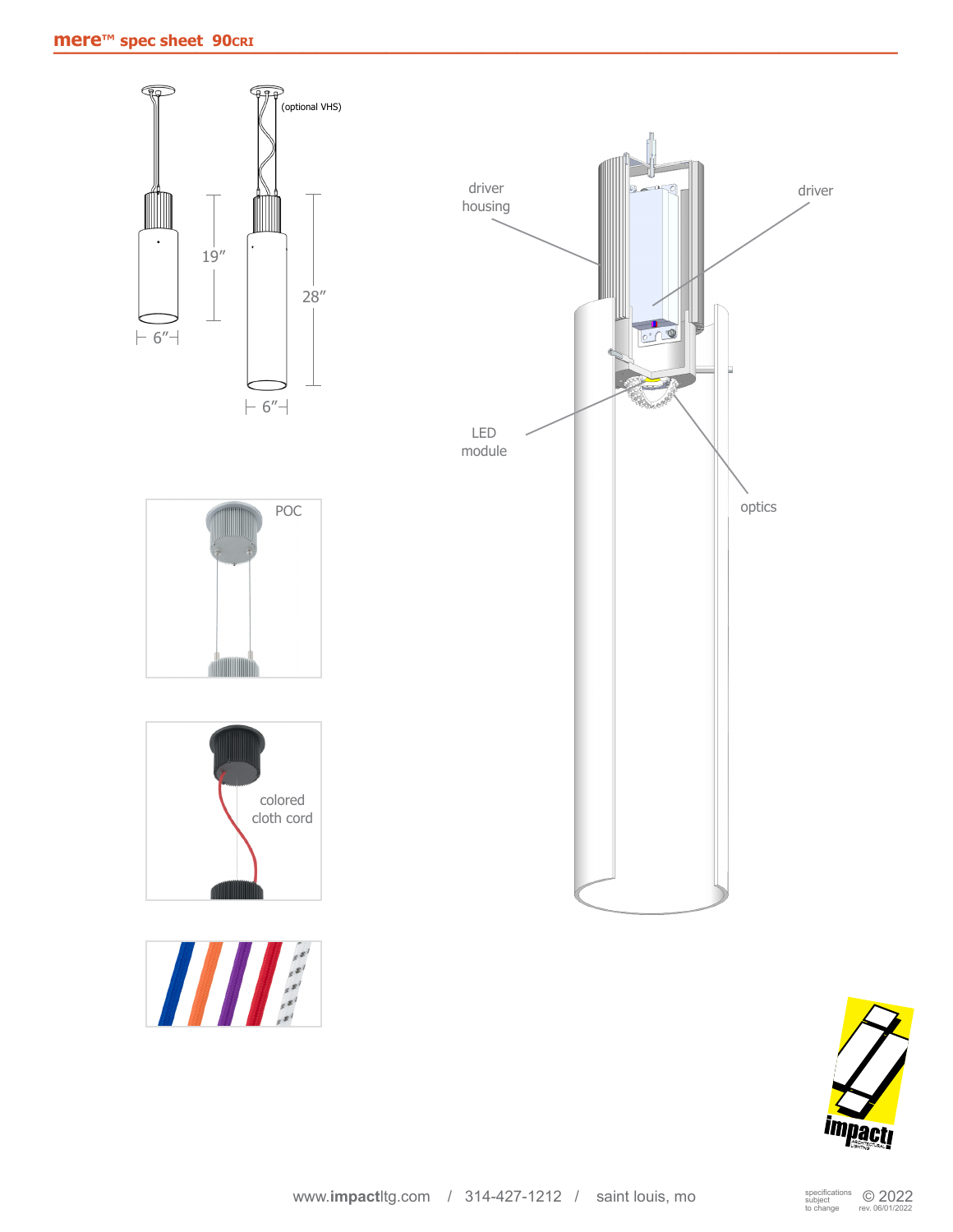(optional VHS)

19″

28″

6″

6″

driver housing

driver

LED module

optics

POC

colored cloth cord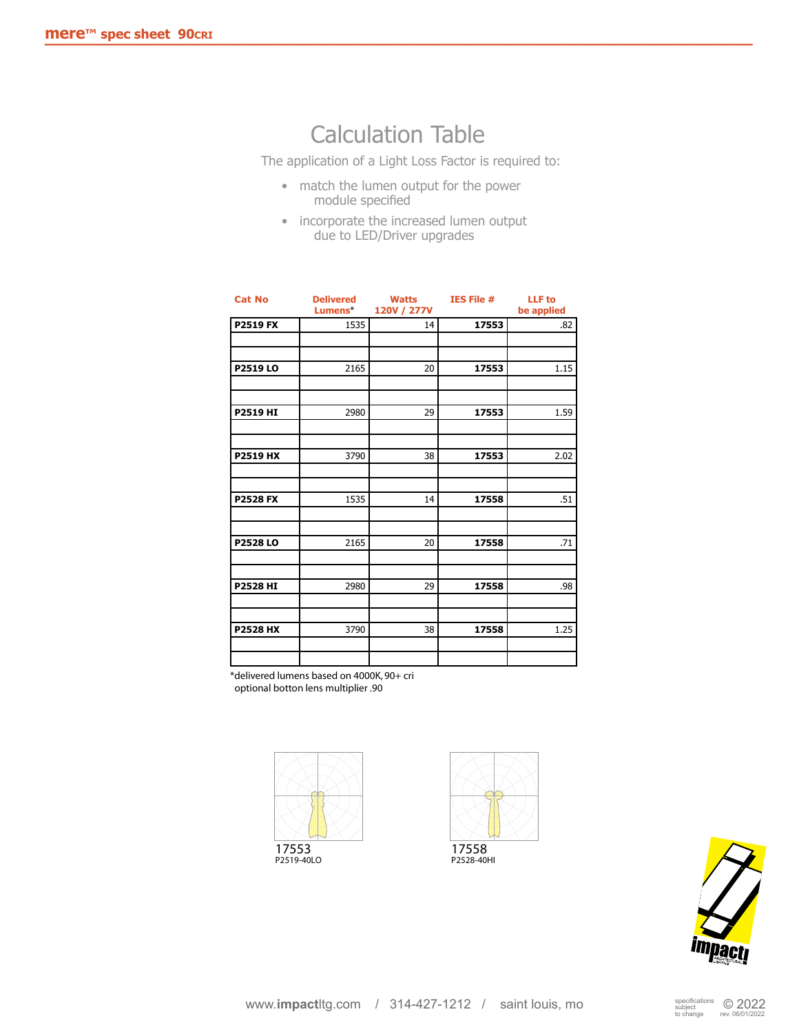# Calculation Table

The application of a Light Loss Factor is required to:

- match the lumen output for the power module specified
- incorporate the increased lumen output due to LED/Driver upgrades

| Cat No | Delivered Lumens* | Watts 120V / 277V | IES File # | LLF to be applied |
|---|---|---|---|---|
| **P2519 FX** | 1535 | 14 | **17553** | .82 |
| **P2519 LO** | 2165 | 20 | **17553** | 1.15 |
| **P2519 HI** | 2980 | 29 | **17553** | 1.59 |
| **P2519 HX** | 3790 | 38 | **17553** | 2.02 |
| **P2528 FX** | 1535 | 14 | **17558** | .51 |
| **P2528 LO** | 2165 | 20 | **17558** | .71 |
| **P2528 HI** | 2980 | 29 | **17558** | .98 |
| **P2528 HX** | 3790 | 38 | **17558** | 1.25 |

*delivered lumens based on 4000K, 90+ cri
optional botton lens multiplier .90

17553
P2519-40LO

17558
P2528-40HI

www.impactltg.com / 314-427-1212 / saint louis, mo

specifications subject to change © 2022 rev. 06/01/2022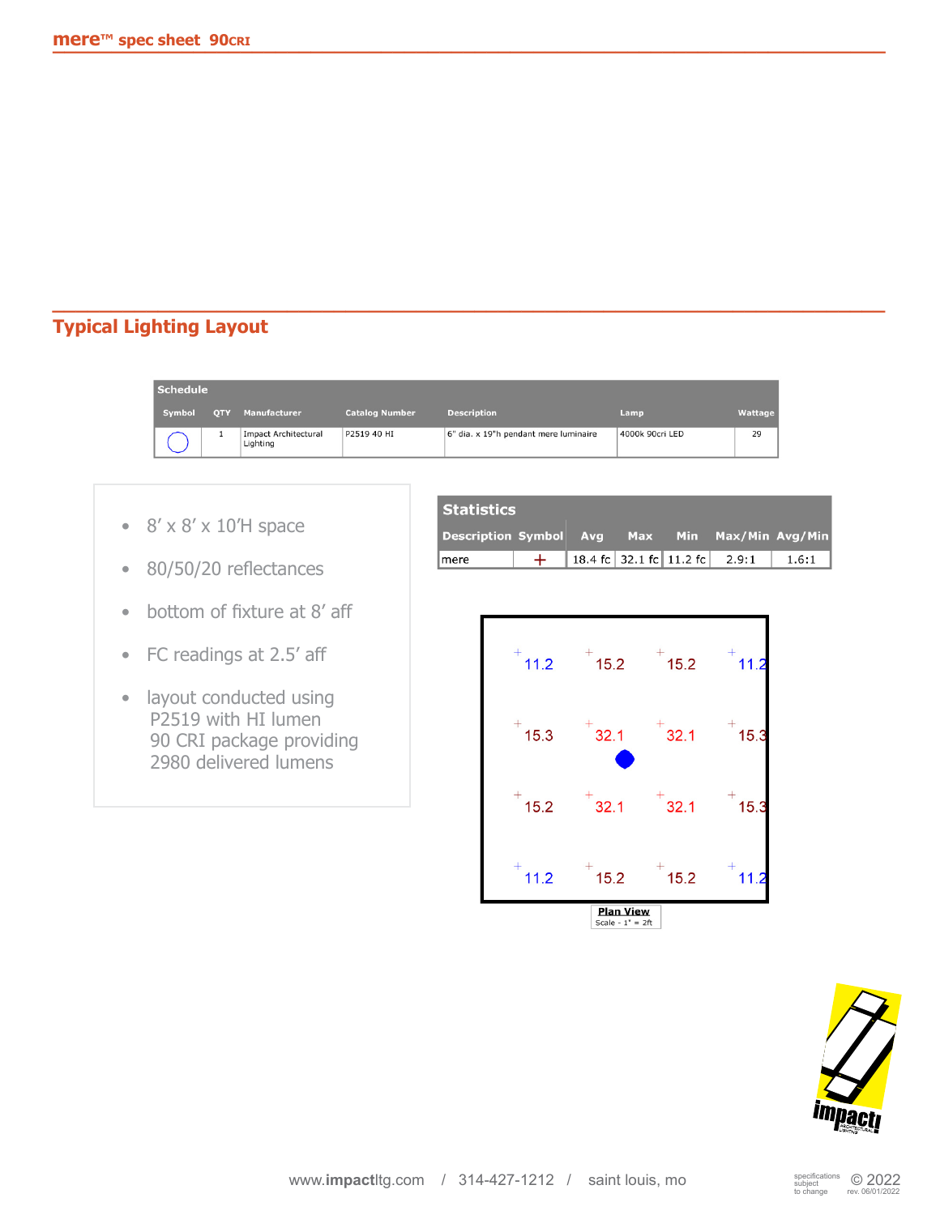## Typical Lighting Layout

| Schedule | | | | | | |
|---|---|---|---|---|---|---|
| Symbol | QTY | Manufacturer | Catalog Number | Description | Lamp | Wattage |
| ◯ | 1 | Impact Architectural Lighting | P2519 40 HI | 6" dia. x 19"h pendant mere luminaire | 4000k 90cri LED | 29 |

- 8′ x 8′ x 10′H space
- 80/50/20 reflectances
- bottom of fixture at 8′ aff
- FC readings at 2.5′ aff
- layout conducted using P2519 with HI lumen 90 CRI package providing 2980 delivered lumens

| Statistics | | | | | | |
|---|---|---|---|---|---|---|
| Description | Symbol | Avg | Max | Min | Max/Min | Avg/Min |
| mere | + | 18.4 fc | 32.1 fc | 11.2 fc | 2.9:1 | 1.6:1 |

| | | | |
|---|---|---|---|
| 11.2 | 15.2 | 15.2 | 11.2 |
| 15.3 | 32.1 | 32.1 | 15.3 |
| 15.2 | 32.1 | 32.1 | 15.3 |
| 11.2 | 15.2 | 15.2 | 11.2 |

**Plan View**
Scale - 1" = 2ft

www.impactltg.com / 314-427-1212 / saint louis, mo

specifications subject to change © 2022 rev. 06/01/2022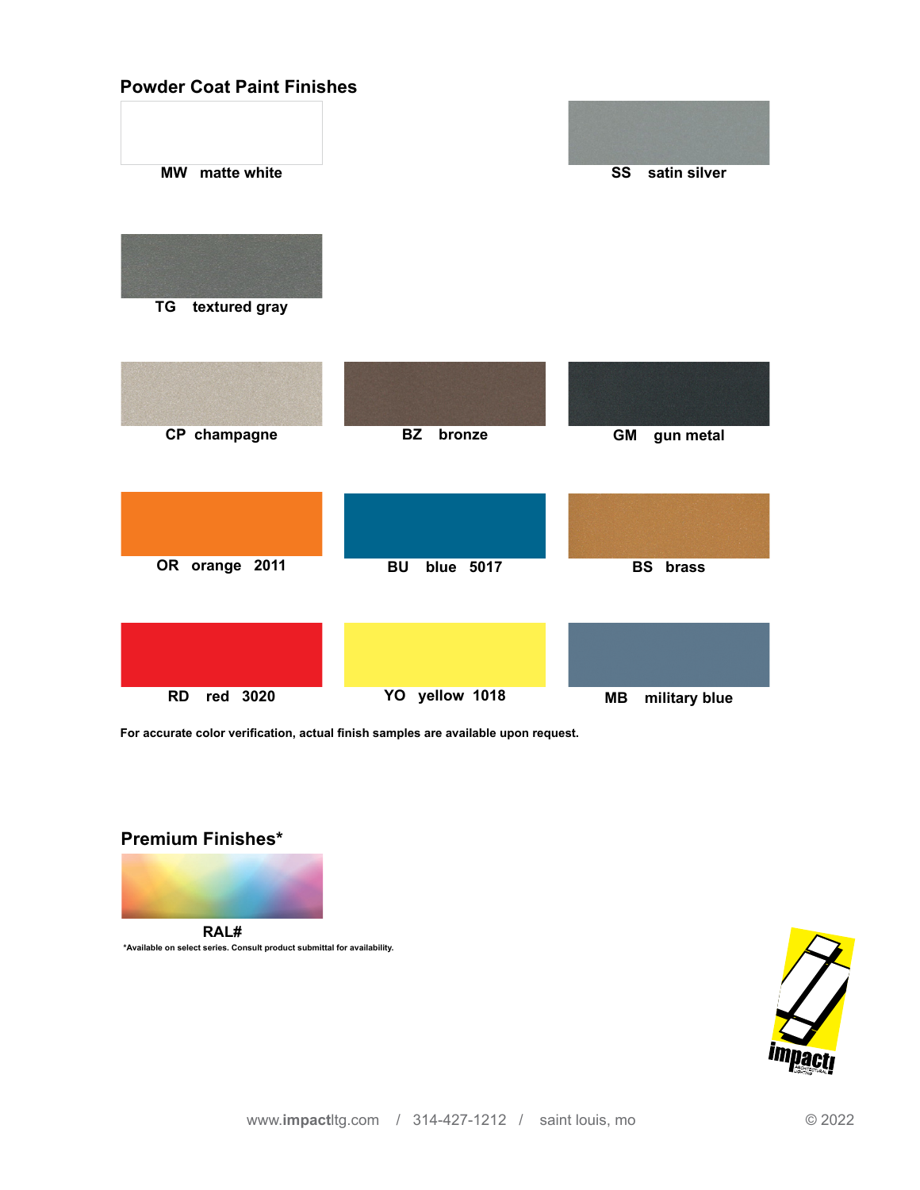## Powder Coat Paint Finishes

**MW matte white**

**SS satin silver**

**TG textured gray**

**CP champagne**

**BZ bronze**

**GM gun metal**

**OR orange 2011**

**BU blue 5017**

**BS brass**

**RD red 3020**

**YO yellow 1018**

**MB military blue**

**For accurate color verification, actual finish samples are available upon request.**

## Premium Finishes*

**RAL#**

***Available on select series. Consult product submittal for availability.**

www.impactltg.com / 314-427-1212 / saint louis, mo

© 2022